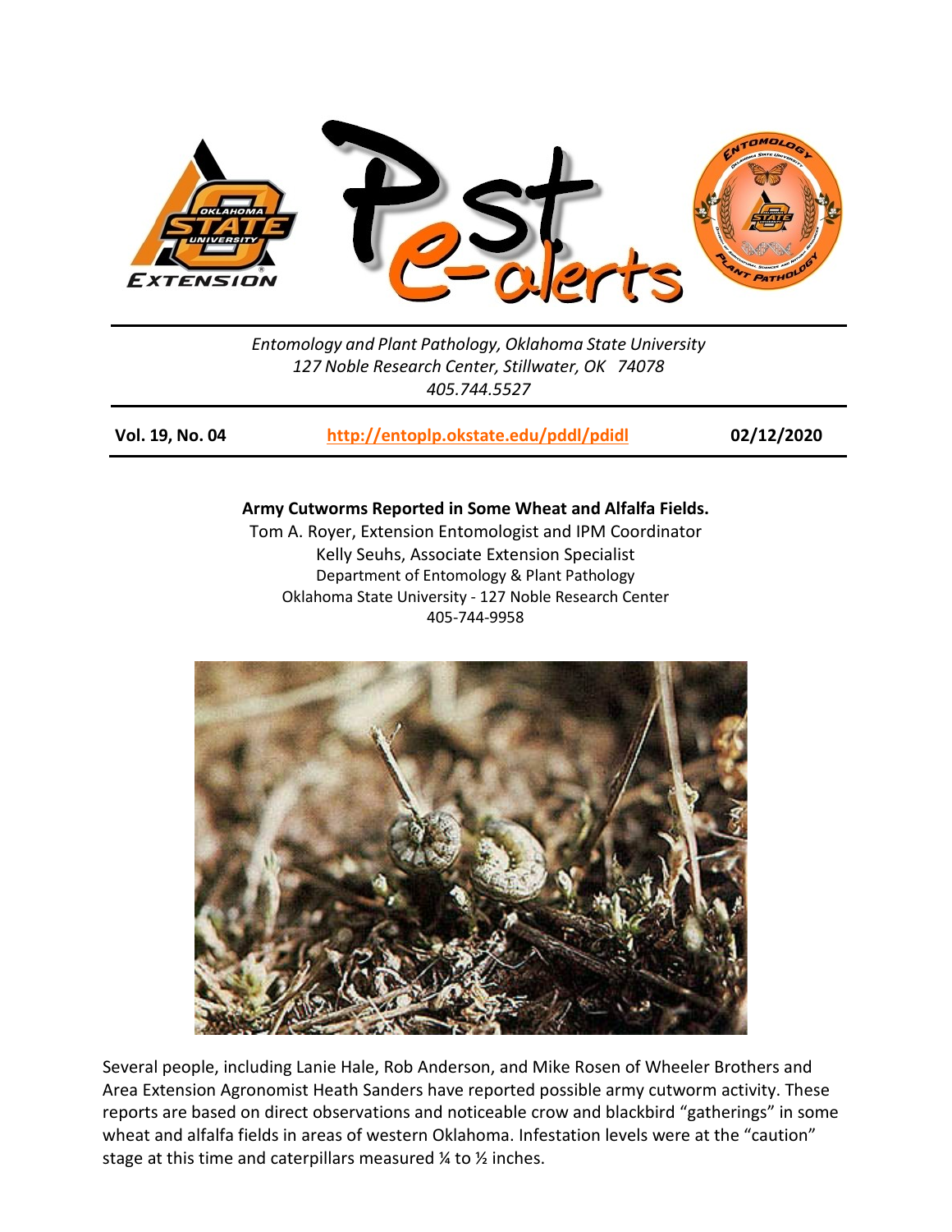Entomology and Plant Pathology, Oklahoma State University
127 Noble Research Center, Stillwater, OK 74078
405.744.5527

**Vol. 19, No. 04** | **http://entoplp.okstate.edu/pddl/pdidl** | **02/12/2020**

## Army Cutworms Reported in Some Wheat and Alfalfa Fields.

Tom A. Royer, Extension Entomologist and IPM Coordinator
Kelly Seuhs, Associate Extension Specialist
Department of Entomology & Plant Pathology
Oklahoma State University - 127 Noble Research Center
405-744-9958

Several people, including Lanie Hale, Rob Anderson, and Mike Rosen of Wheeler Brothers and Area Extension Agronomist Heath Sanders have reported possible army cutworm activity. These reports are based on direct observations and noticeable crow and blackbird "gatherings" in some wheat and alfalfa fields in areas of western Oklahoma. Infestation levels were at the "caution" stage at this time and caterpillars measured ¼ to ½ inches.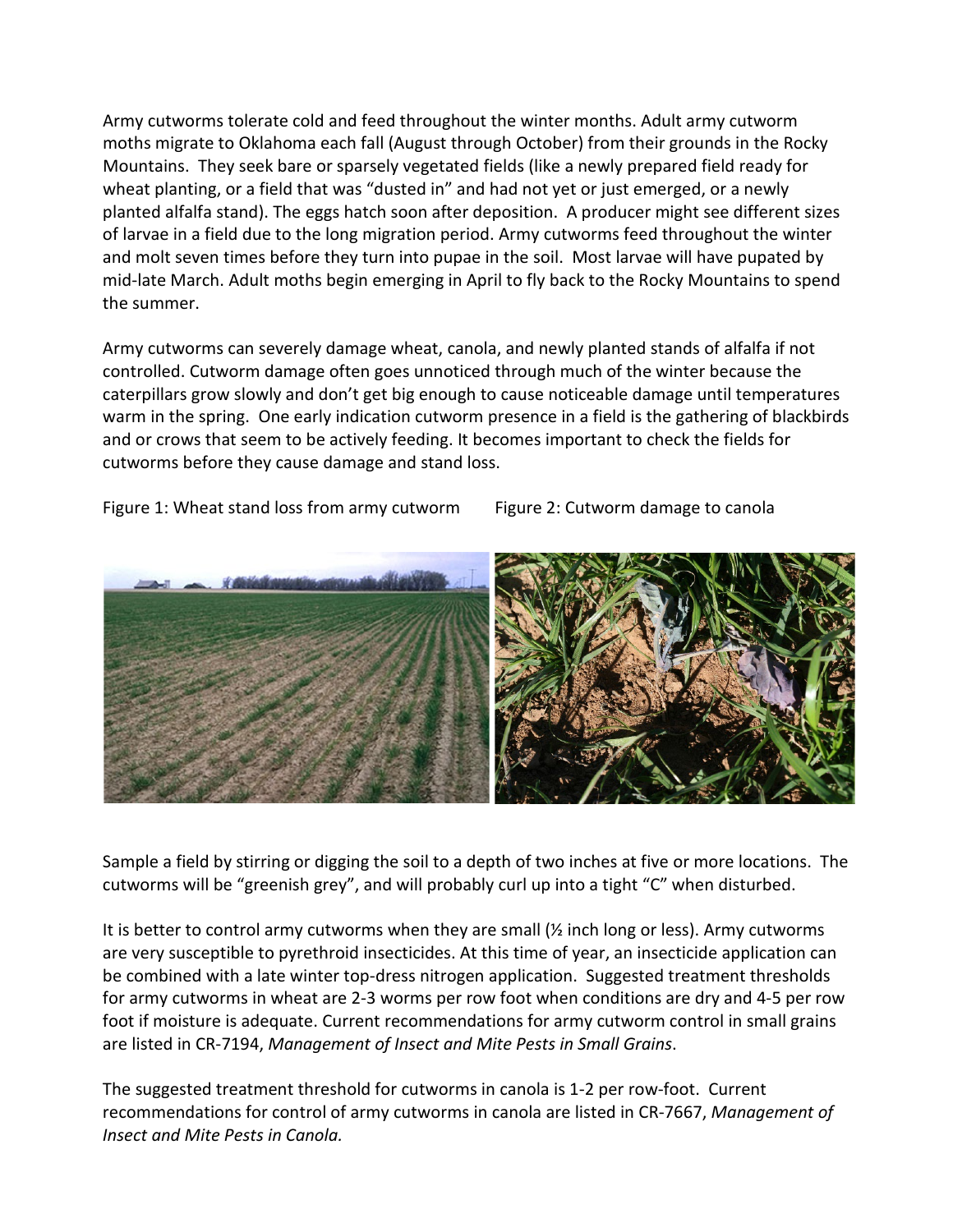Army cutworms tolerate cold and feed throughout the winter months. Adult army cutworm moths migrate to Oklahoma each fall (August through October) from their grounds in the Rocky Mountains. They seek bare or sparsely vegetated fields (like a newly prepared field ready for wheat planting, or a field that was "dusted in" and had not yet or just emerged, or a newly planted alfalfa stand). The eggs hatch soon after deposition. A producer might see different sizes of larvae in a field due to the long migration period. Army cutworms feed throughout the winter and molt seven times before they turn into pupae in the soil. Most larvae will have pupated by mid-late March. Adult moths begin emerging in April to fly back to the Rocky Mountains to spend the summer.

Army cutworms can severely damage wheat, canola, and newly planted stands of alfalfa if not controlled. Cutworm damage often goes unnoticed through much of the winter because the caterpillars grow slowly and don't get big enough to cause noticeable damage until temperatures warm in the spring. One early indication cutworm presence in a field is the gathering of blackbirds and or crows that seem to be actively feeding. It becomes important to check the fields for cutworms before they cause damage and stand loss.

Figure 1: Wheat stand loss from army cutworm

Figure 2: Cutworm damage to canola

Sample a field by stirring or digging the soil to a depth of two inches at five or more locations. The cutworms will be "greenish grey", and will probably curl up into a tight "C" when disturbed.

It is better to control army cutworms when they are small (½ inch long or less). Army cutworms are very susceptible to pyrethroid insecticides. At this time of year, an insecticide application can be combined with a late winter top-dress nitrogen application. Suggested treatment thresholds for army cutworms in wheat are 2-3 worms per row foot when conditions are dry and 4-5 per row foot if moisture is adequate. Current recommendations for army cutworm control in small grains are listed in CR-7194, *Management of Insect and Mite Pests in Small Grains*.

The suggested treatment threshold for cutworms in canola is 1-2 per row-foot. Current recommendations for control of army cutworms in canola are listed in CR-7667, *Management of Insect and Mite Pests in Canola.*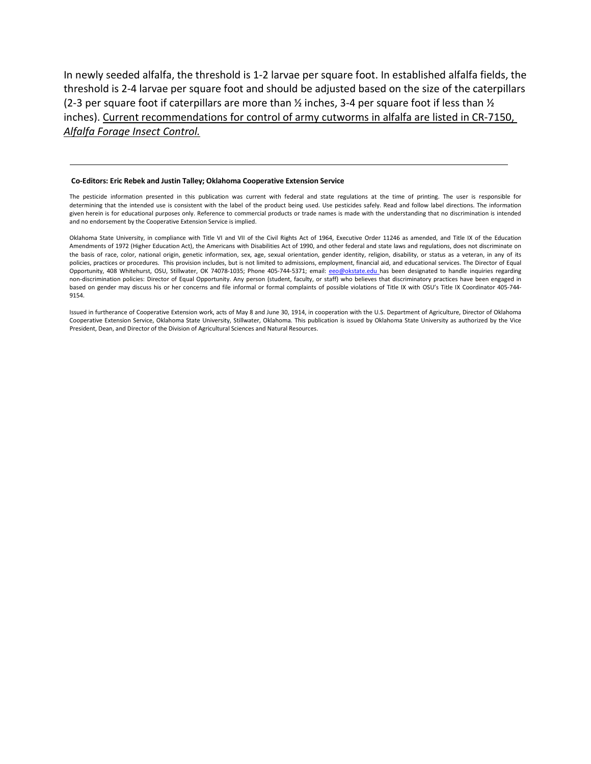In newly seeded alfalfa, the threshold is 1-2 larvae per square foot. In established alfalfa fields, the threshold is 2-4 larvae per square foot and should be adjusted based on the size of the caterpillars (2-3 per square foot if caterpillars are more than ½ inches, 3-4 per square foot if less than ½ inches). Current recommendations for control of army cutworms in alfalfa are listed in CR-7150, *Alfalfa Forage Insect Control.*

---

**Co-Editors: Eric Rebek and Justin Talley; Oklahoma Cooperative Extension Service**

The pesticide information presented in this publication was current with federal and state regulations at the time of printing. The user is responsible for determining that the intended use is consistent with the label of the product being used. Use pesticides safely. Read and follow label directions. The information given herein is for educational purposes only. Reference to commercial products or trade names is made with the understanding that no discrimination is intended and no endorsement by the Cooperative Extension Service is implied.

Oklahoma State University, in compliance with Title VI and VII of the Civil Rights Act of 1964, Executive Order 11246 as amended, and Title IX of the Education Amendments of 1972 (Higher Education Act), the Americans with Disabilities Act of 1990, and other federal and state laws and regulations, does not discriminate on the basis of race, color, national origin, genetic information, sex, age, sexual orientation, gender identity, religion, disability, or status as a veteran, in any of its policies, practices or procedures. This provision includes, but is not limited to admissions, employment, financial aid, and educational services. The Director of Equal Opportunity, 408 Whitehurst, OSU, Stillwater, OK 74078-1035; Phone 405-744-5371; email: eeo@okstate.edu has been designated to handle inquiries regarding non-discrimination policies: Director of Equal Opportunity. Any person (student, faculty, or staff) who believes that discriminatory practices have been engaged in based on gender may discuss his or her concerns and file informal or formal complaints of possible violations of Title IX with OSU's Title IX Coordinator 405-744-9154.

Issued in furtherance of Cooperative Extension work, acts of May 8 and June 30, 1914, in cooperation with the U.S. Department of Agriculture, Director of Oklahoma Cooperative Extension Service, Oklahoma State University, Stillwater, Oklahoma. This publication is issued by Oklahoma State University as authorized by the Vice President, Dean, and Director of the Division of Agricultural Sciences and Natural Resources.